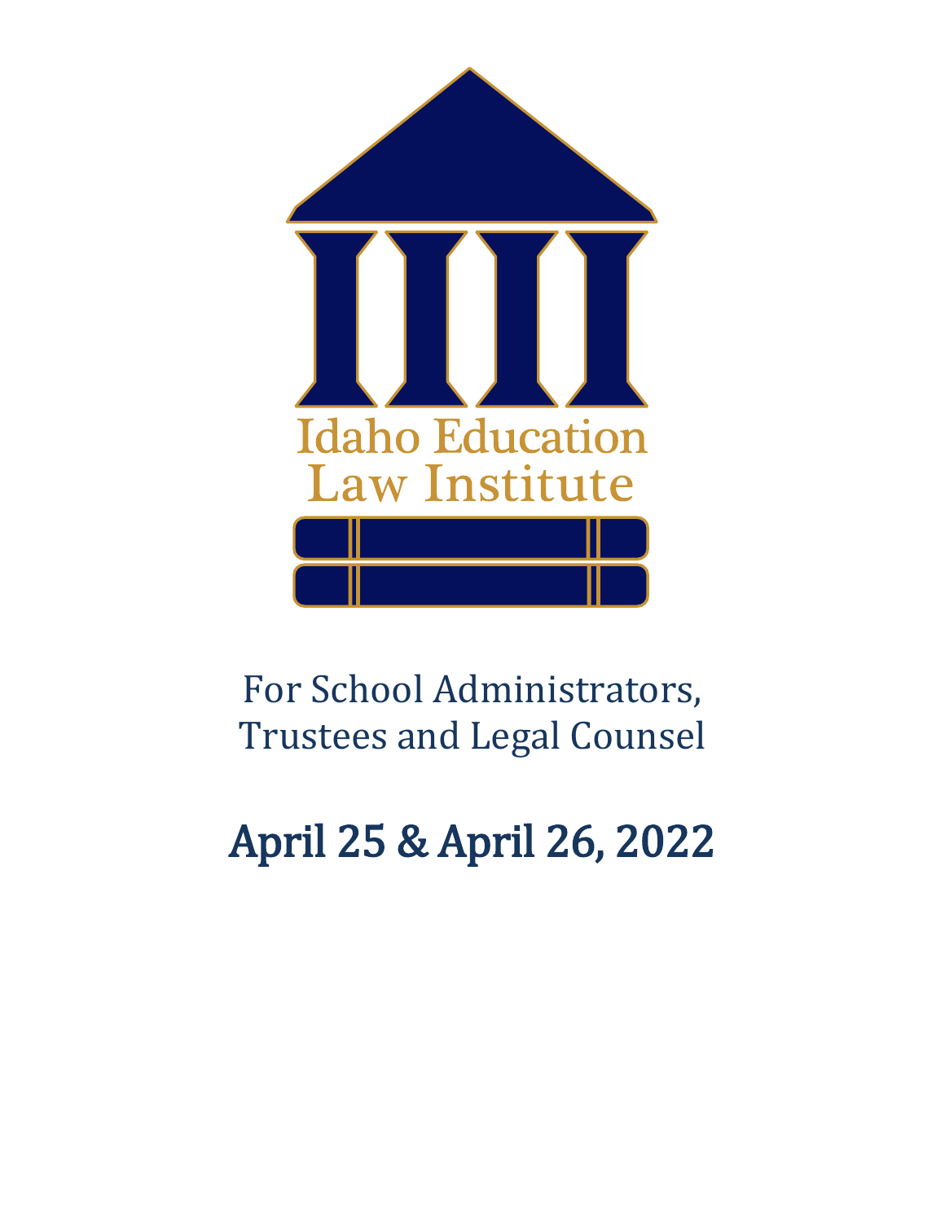# Idaho Education Law Institute

For School Administrators, Trustees and Legal Counsel

## April 25 & April 26, 2022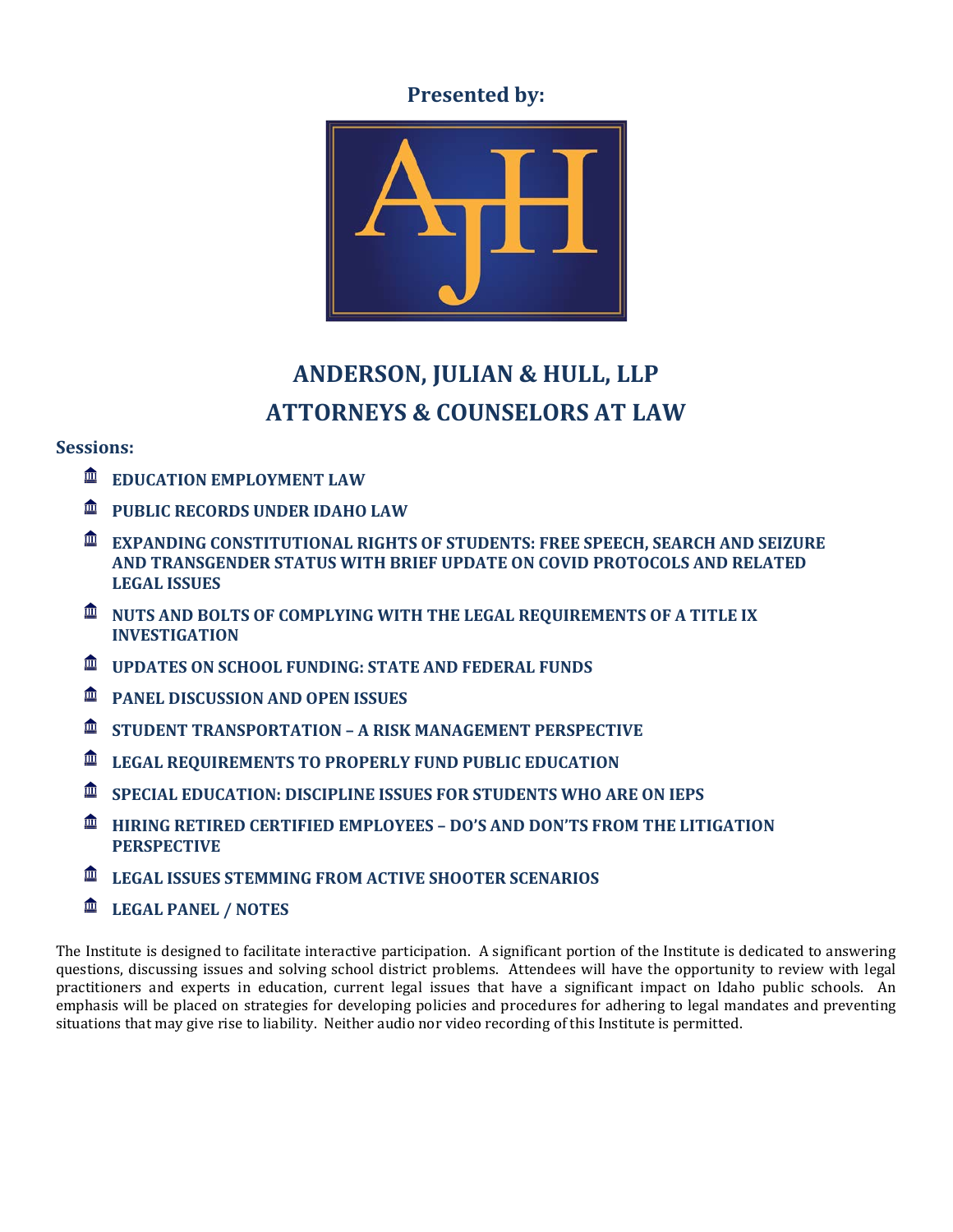**Presented by:**

# ANDERSON, JULIAN & HULL, LLP

# ATTORNEYS & COUNSELORS AT LAW

**Sessions:**

- **EDUCATION EMPLOYMENT LAW**
- **PUBLIC RECORDS UNDER IDAHO LAW**
- **EXPANDING CONSTITUTIONAL RIGHTS OF STUDENTS: FREE SPEECH, SEARCH AND SEIZURE AND TRANSGENDER STATUS WITH BRIEF UPDATE ON COVID PROTOCOLS AND RELATED LEGAL ISSUES**
- **NUTS AND BOLTS OF COMPLYING WITH THE LEGAL REQUIREMENTS OF A TITLE IX INVESTIGATION**
- **UPDATES ON SCHOOL FUNDING: STATE AND FEDERAL FUNDS**
- **PANEL DISCUSSION AND OPEN ISSUES**
- **STUDENT TRANSPORTATION – A RISK MANAGEMENT PERSPECTIVE**
- **LEGAL REQUIREMENTS TO PROPERLY FUND PUBLIC EDUCATION**
- **SPECIAL EDUCATION: DISCIPLINE ISSUES FOR STUDENTS WHO ARE ON IEPS**
- **HIRING RETIRED CERTIFIED EMPLOYEES – DO'S AND DON'TS FROM THE LITIGATION PERSPECTIVE**
- **LEGAL ISSUES STEMMING FROM ACTIVE SHOOTER SCENARIOS**
- **LEGAL PANEL / NOTES**

The Institute is designed to facilitate interactive participation. A significant portion of the Institute is dedicated to answering questions, discussing issues and solving school district problems. Attendees will have the opportunity to review with legal practitioners and experts in education, current legal issues that have a significant impact on Idaho public schools. An emphasis will be placed on strategies for developing policies and procedures for adhering to legal mandates and preventing situations that may give rise to liability. Neither audio nor video recording of this Institute is permitted.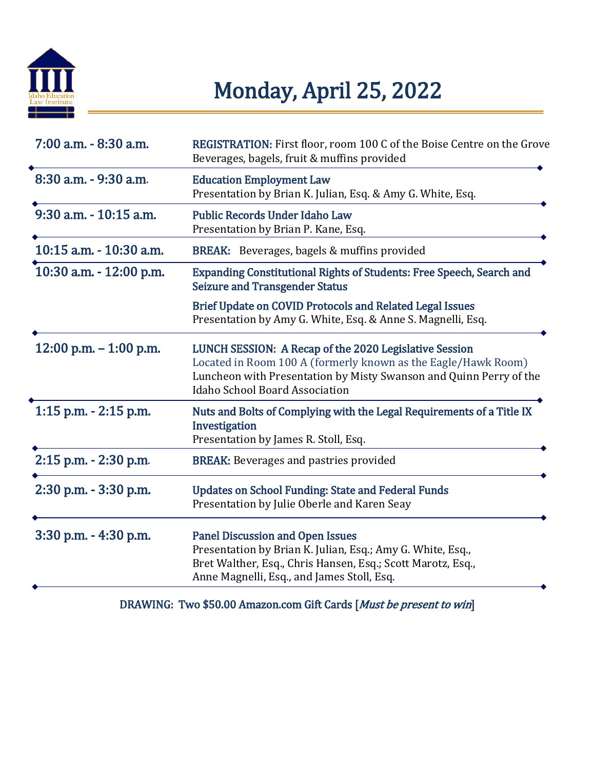Idaho Education Law Institute

# Monday, April 25, 2022

| Time | Session |
|---|---|
| 7:00 a.m. - 8:30 a.m. | **REGISTRATION:** First floor, room 100 C of the Boise Centre on the Grove<br>Beverages, bagels, fruit & muffins provided |
| 8:30 a.m. - 9:30 a.m. | **Education Employment Law**<br>Presentation by Brian K. Julian, Esq. & Amy G. White, Esq. |
| 9:30 a.m. - 10:15 a.m. | **Public Records Under Idaho Law**<br>Presentation by Brian P. Kane, Esq. |
| 10:15 a.m. - 10:30 a.m. | **BREAK:** Beverages, bagels & muffins provided |
| 10:30 a.m. - 12:00 p.m. | **Expanding Constitutional Rights of Students: Free Speech, Search and Seizure and Transgender Status**<br>**Brief Update on COVID Protocols and Related Legal Issues**<br>Presentation by Amy G. White, Esq. & Anne S. Magnelli, Esq. |
| 12:00 p.m. – 1:00 p.m. | **LUNCH SESSION: A Recap of the 2020 Legislative Session**<br>Located in Room 100 A (formerly known as the Eagle/Hawk Room)<br>Luncheon with Presentation by Misty Swanson and Quinn Perry of the Idaho School Board Association |
| 1:15 p.m. - 2:15 p.m. | **Nuts and Bolts of Complying with the Legal Requirements of a Title IX Investigation**<br>Presentation by James R. Stoll, Esq. |
| 2:15 p.m. - 2:30 p.m. | **BREAK:** Beverages and pastries provided |
| 2:30 p.m. - 3:30 p.m. | **Updates on School Funding: State and Federal Funds**<br>Presentation by Julie Oberle and Karen Seay |
| 3:30 p.m. - 4:30 p.m. | **Panel Discussion and Open Issues**<br>Presentation by Brian K. Julian, Esq.; Amy G. White, Esq., Bret Walther, Esq., Chris Hansen, Esq.; Scott Marotz, Esq., Anne Magnelli, Esq., and James Stoll, Esq. |

**DRAWING: Two $50.00 Amazon.com Gift Cards [*Must be present to win*]**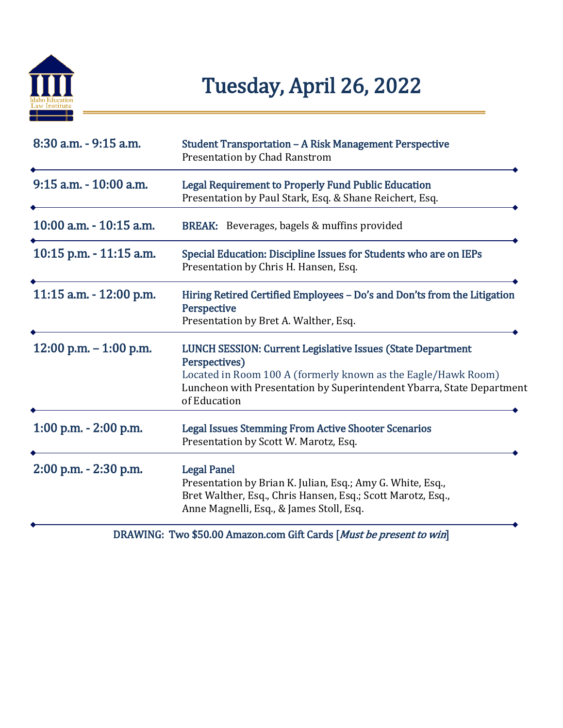# Tuesday, April 26, 2022

| | |
|---|---|
| 8:30 a.m. - 9:15 a.m. | **Student Transportation – A Risk Management Perspective**<br>Presentation by Chad Ranstrom |
| 9:15 a.m. - 10:00 a.m. | **Legal Requirement to Properly Fund Public Education**<br>Presentation by Paul Stark, Esq. & Shane Reichert, Esq. |
| 10:00 a.m. - 10:15 a.m. | **BREAK:** Beverages, bagels & muffins provided |
| 10:15 p.m. - 11:15 a.m. | **Special Education: Discipline Issues for Students who are on IEPs**<br>Presentation by Chris H. Hansen, Esq. |
| 11:15 a.m. - 12:00 p.m. | **Hiring Retired Certified Employees – Do's and Don'ts from the Litigation Perspective**<br>Presentation by Bret A. Walther, Esq. |
| 12:00 p.m. – 1:00 p.m. | **LUNCH SESSION: Current Legislative Issues (State Department Perspectives)**<br>Located in Room 100 A (formerly known as the Eagle/Hawk Room)<br>Luncheon with Presentation by Superintendent Ybarra, State Department of Education |
| 1:00 p.m. - 2:00 p.m. | **Legal Issues Stemming From Active Shooter Scenarios**<br>Presentation by Scott W. Marotz, Esq. |
| 2:00 p.m. - 2:30 p.m. | **Legal Panel**<br>Presentation by Brian K. Julian, Esq.; Amy G. White, Esq., Bret Walther, Esq., Chris Hansen, Esq.; Scott Marotz, Esq., Anne Magnelli, Esq., & James Stoll, Esq. |

**DRAWING: Two $50.00 Amazon.com Gift Cards [*Must be present to win*]**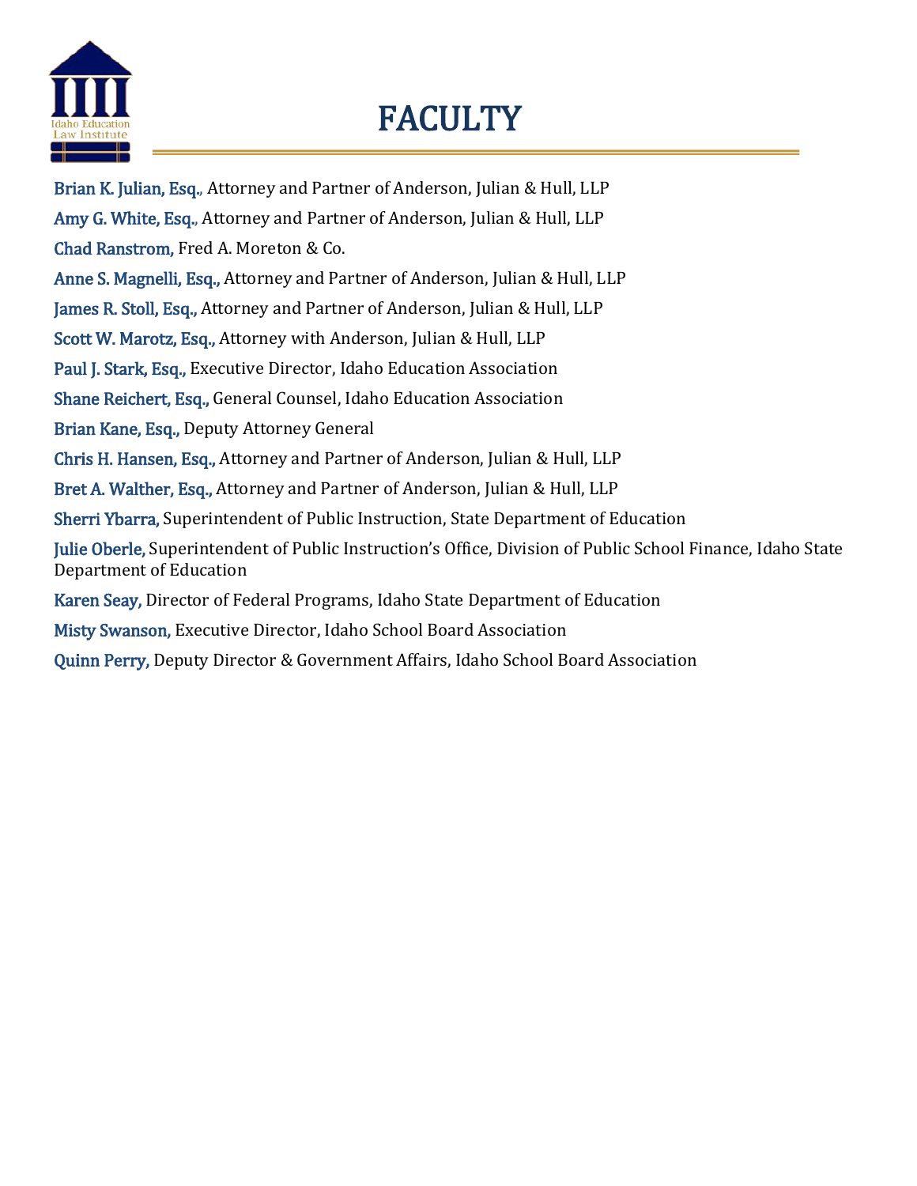# FACULTY

**Brian K. Julian, Esq.**, Attorney and Partner of Anderson, Julian & Hull, LLP

**Amy G. White, Esq.**, Attorney and Partner of Anderson, Julian & Hull, LLP

**Chad Ranstrom**, Fred A. Moreton & Co.

**Anne S. Magnelli, Esq.**, Attorney and Partner of Anderson, Julian & Hull, LLP

**James R. Stoll, Esq.**, Attorney and Partner of Anderson, Julian & Hull, LLP

**Scott W. Marotz, Esq.**, Attorney with Anderson, Julian & Hull, LLP

**Paul J. Stark, Esq.**, Executive Director, Idaho Education Association

**Shane Reichert, Esq.**, General Counsel, Idaho Education Association

**Brian Kane, Esq.**, Deputy Attorney General

**Chris H. Hansen, Esq.**, Attorney and Partner of Anderson, Julian & Hull, LLP

**Bret A. Walther, Esq.**, Attorney and Partner of Anderson, Julian & Hull, LLP

**Sherri Ybarra**, Superintendent of Public Instruction, State Department of Education

**Julie Oberle**, Superintendent of Public Instruction's Office, Division of Public School Finance, Idaho State Department of Education

**Karen Seay**, Director of Federal Programs, Idaho State Department of Education

**Misty Swanson**, Executive Director, Idaho School Board Association

**Quinn Perry**, Deputy Director & Government Affairs, Idaho School Board Association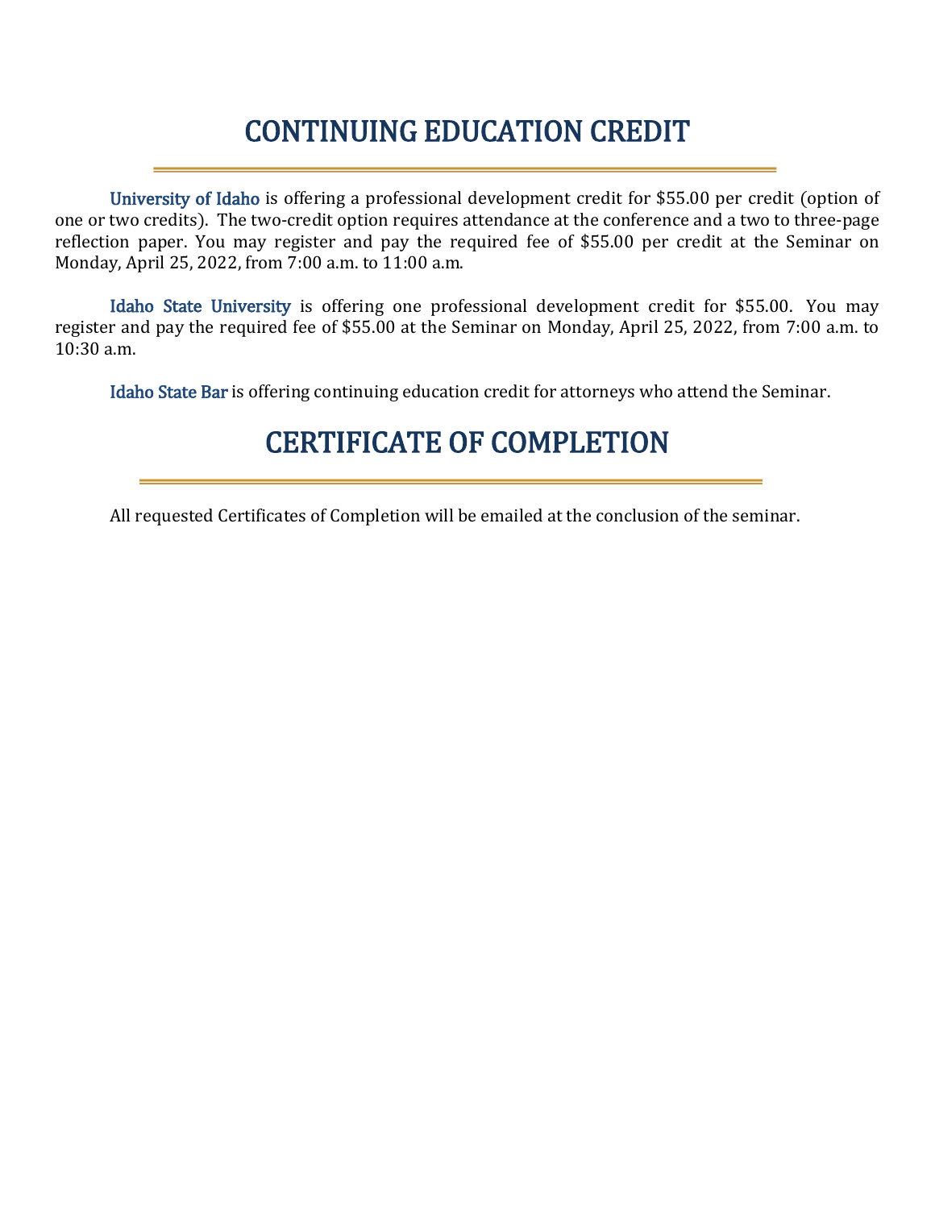# CONTINUING EDUCATION CREDIT

**University of Idaho** is offering a professional development credit for $55.00 per credit (option of one or two credits). The two-credit option requires attendance at the conference and a two to three-page reflection paper. You may register and pay the required fee of $55.00 per credit at the Seminar on Monday, April 25, 2022, from 7:00 a.m. to 11:00 a.m.

**Idaho State University** is offering one professional development credit for $55.00. You may register and pay the required fee of $55.00 at the Seminar on Monday, April 25, 2022, from 7:00 a.m. to 10:30 a.m.

**Idaho State Bar** is offering continuing education credit for attorneys who attend the Seminar.

# CERTIFICATE OF COMPLETION

All requested Certificates of Completion will be emailed at the conclusion of the seminar.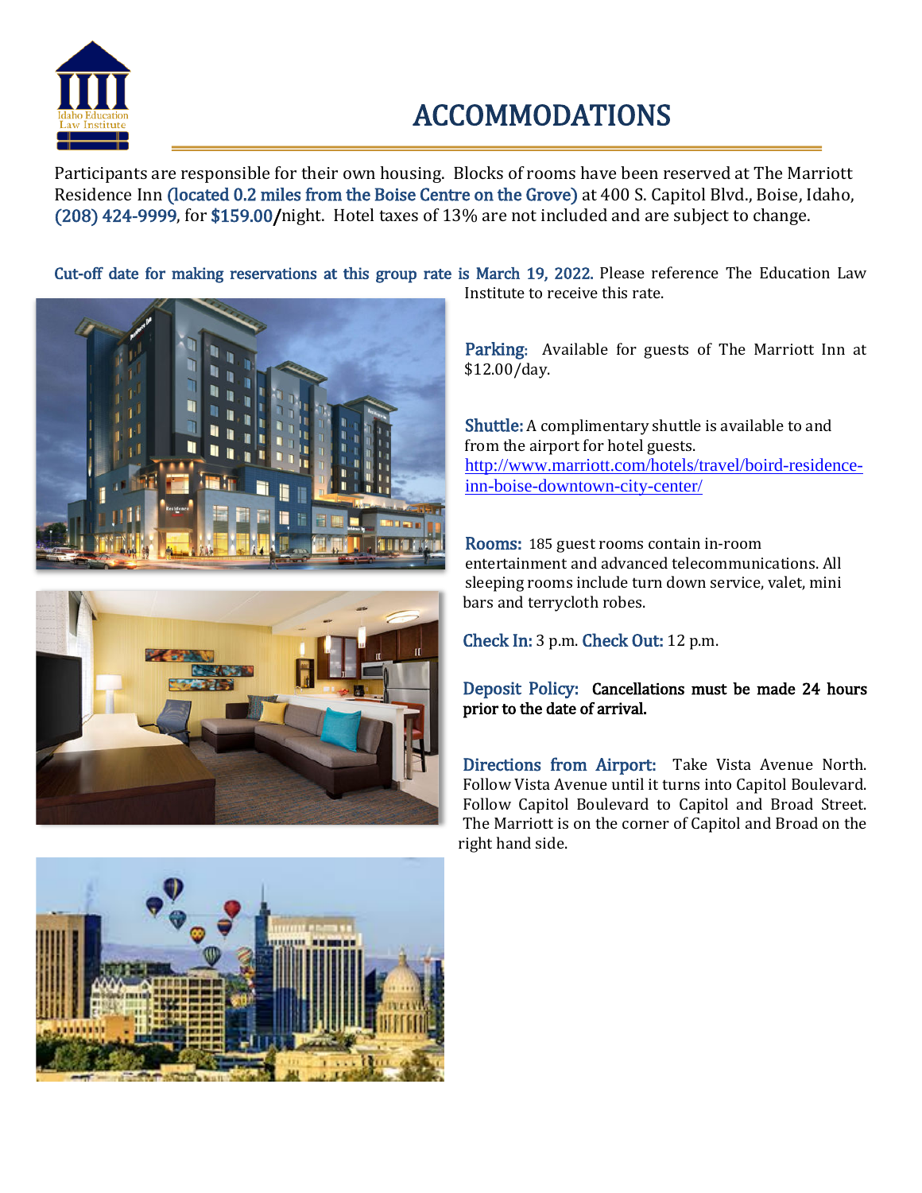# ACCOMMODATIONS

Participants are responsible for their own housing. Blocks of rooms have been reserved at The Marriott Residence Inn (located 0.2 miles from the Boise Centre on the Grove) at 400 S. Capitol Blvd., Boise, Idaho, (208) 424-9999, for $159.00/night. Hotel taxes of 13% are not included and are subject to change.

Cut-off date for making reservations at this group rate is March 19, 2022. Please reference The Education Law Institute to receive this rate.

**Parking:** Available for guests of The Marriott Inn at $12.00/day.

**Shuttle:** A complimentary shuttle is available to and from the airport for hotel guests. http://www.marriott.com/hotels/travel/boird-residence-inn-boise-downtown-city-center/

**Rooms:** 185 guest rooms contain in-room entertainment and advanced telecommunications. All sleeping rooms include turn down service, valet, mini bars and terrycloth robes.

**Check In:** 3 p.m. **Check Out:** 12 p.m.

**Deposit Policy:** **Cancellations must be made 24 hours prior to the date of arrival.**

**Directions from Airport:** Take Vista Avenue North. Follow Vista Avenue until it turns into Capitol Boulevard. Follow Capitol Boulevard to Capitol and Broad Street. The Marriott is on the corner of Capitol and Broad on the right hand side.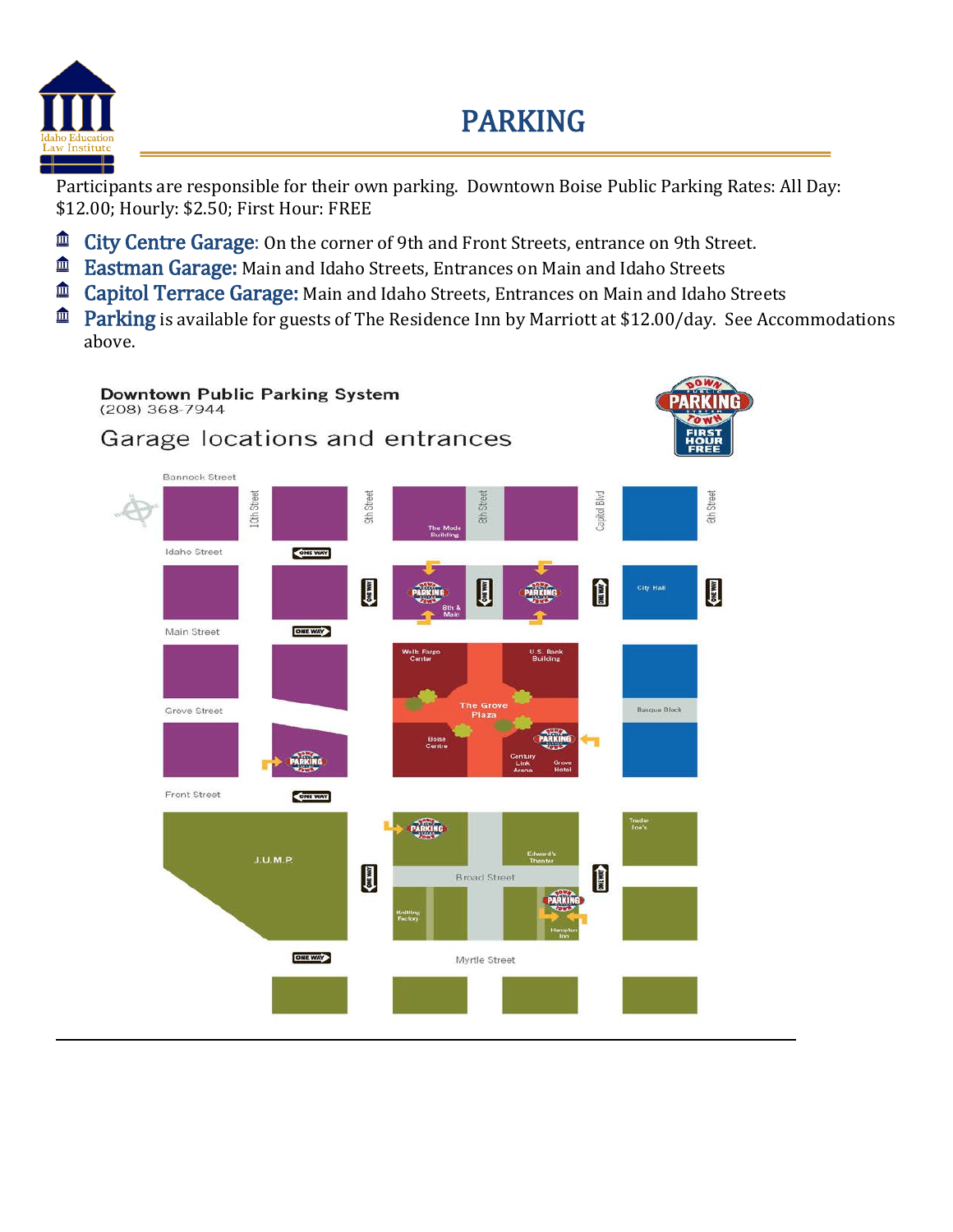# PARKING

Participants are responsible for their own parking. Downtown Boise Public Parking Rates: All Day: $12.00; Hourly: $2.50; First Hour: FREE

- **City Centre Garage:** On the corner of 9th and Front Streets, entrance on 9th Street.
- **Eastman Garage:** Main and Idaho Streets, Entrances on Main and Idaho Streets
- **Capitol Terrace Garage:** Main and Idaho Streets, Entrances on Main and Idaho Streets
- **Parking** is available for guests of The Residence Inn by Marriott at $12.00/day. See Accommodations above.

**Downtown Public Parking System**
(208) 368-7944

Garage locations and entrances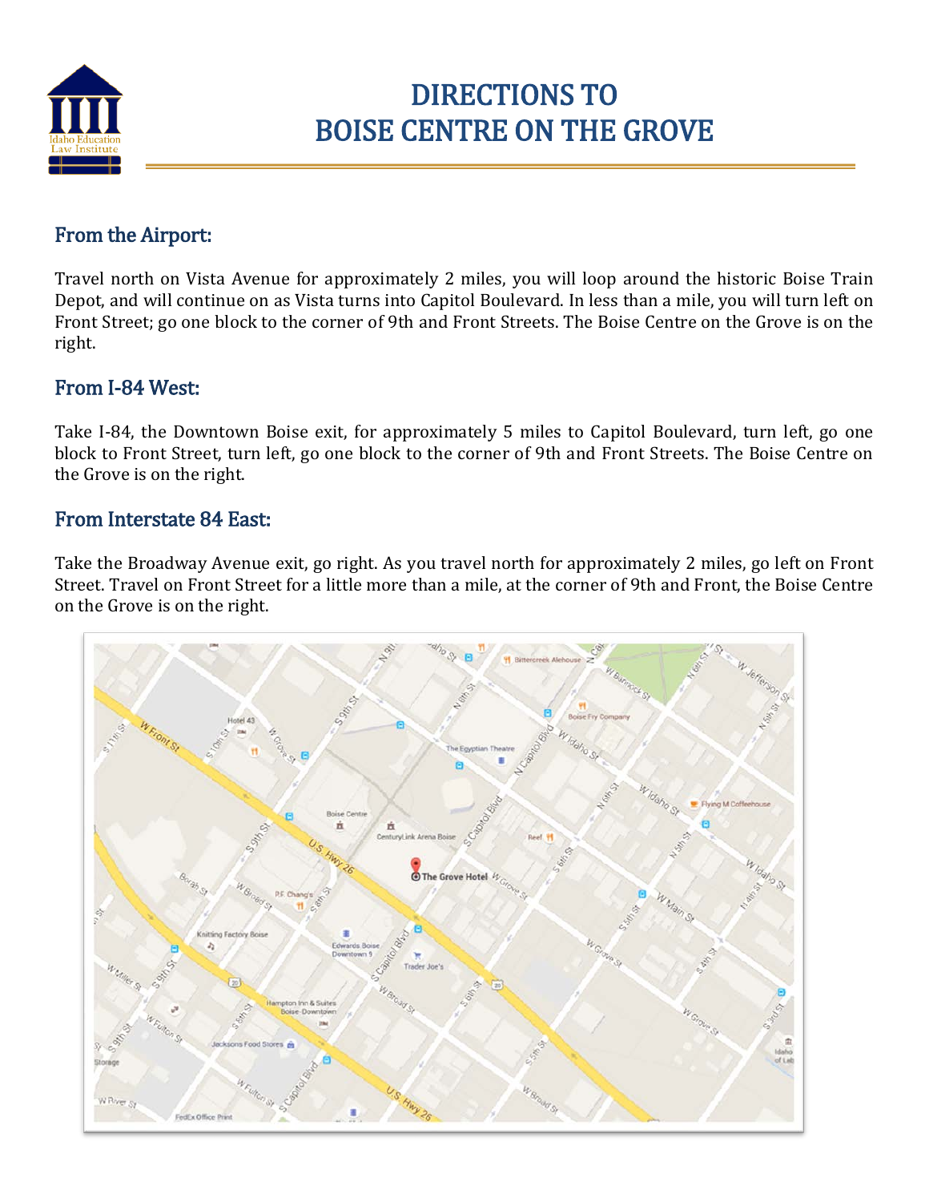# DIRECTIONS TO BOISE CENTRE ON THE GROVE

## From the Airport:

Travel north on Vista Avenue for approximately 2 miles, you will loop around the historic Boise Train Depot, and will continue on as Vista turns into Capitol Boulevard. In less than a mile, you will turn left on Front Street; go one block to the corner of 9th and Front Streets. The Boise Centre on the Grove is on the right.

## From I-84 West:

Take I-84, the Downtown Boise exit, for approximately 5 miles to Capitol Boulevard, turn left, go one block to Front Street, turn left, go one block to the corner of 9th and Front Streets. The Boise Centre on the Grove is on the right.

## From Interstate 84 East:

Take the Broadway Avenue exit, go right. As you travel north for approximately 2 miles, go left on Front Street. Travel on Front Street for a little more than a mile, at the corner of 9th and Front, the Boise Centre on the Grove is on the right.